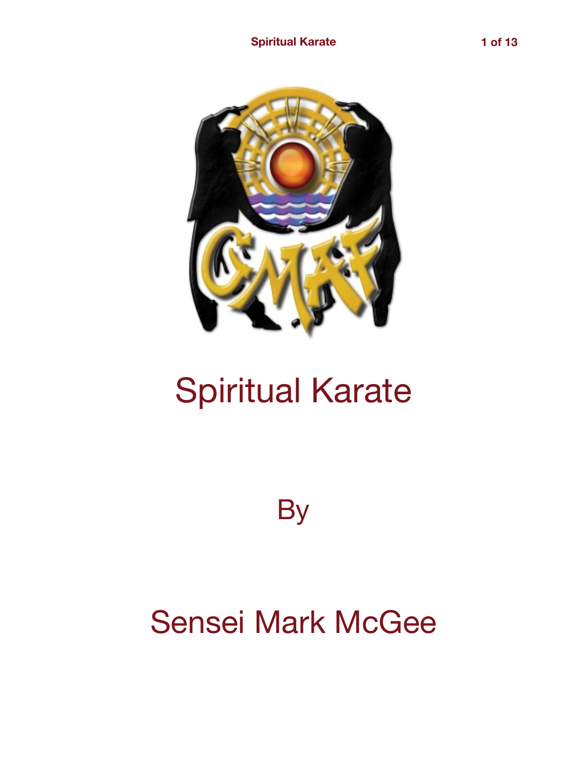# Spiritual Karate

By

Sensei Mark McGee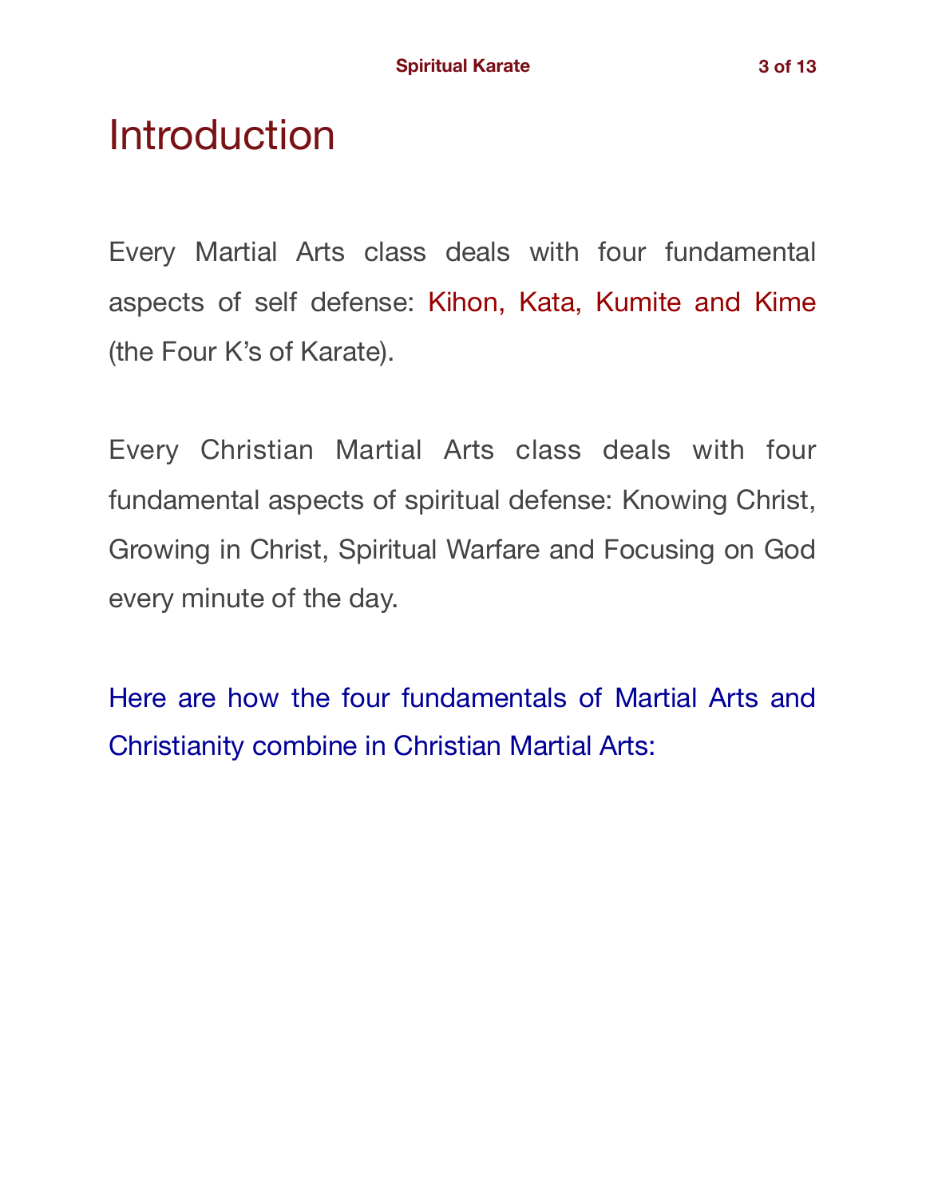# Introduction

Every Martial Arts class deals with four fundamental aspects of self defense: Kihon, Kata, Kumite and Kime (the Four K's of Karate).

Every Christian Martial Arts class deals with four fundamental aspects of spiritual defense: Knowing Christ, Growing in Christ, Spiritual Warfare and Focusing on God every minute of the day.

Here are how the four fundamentals of Martial Arts and Christianity combine in Christian Martial Arts: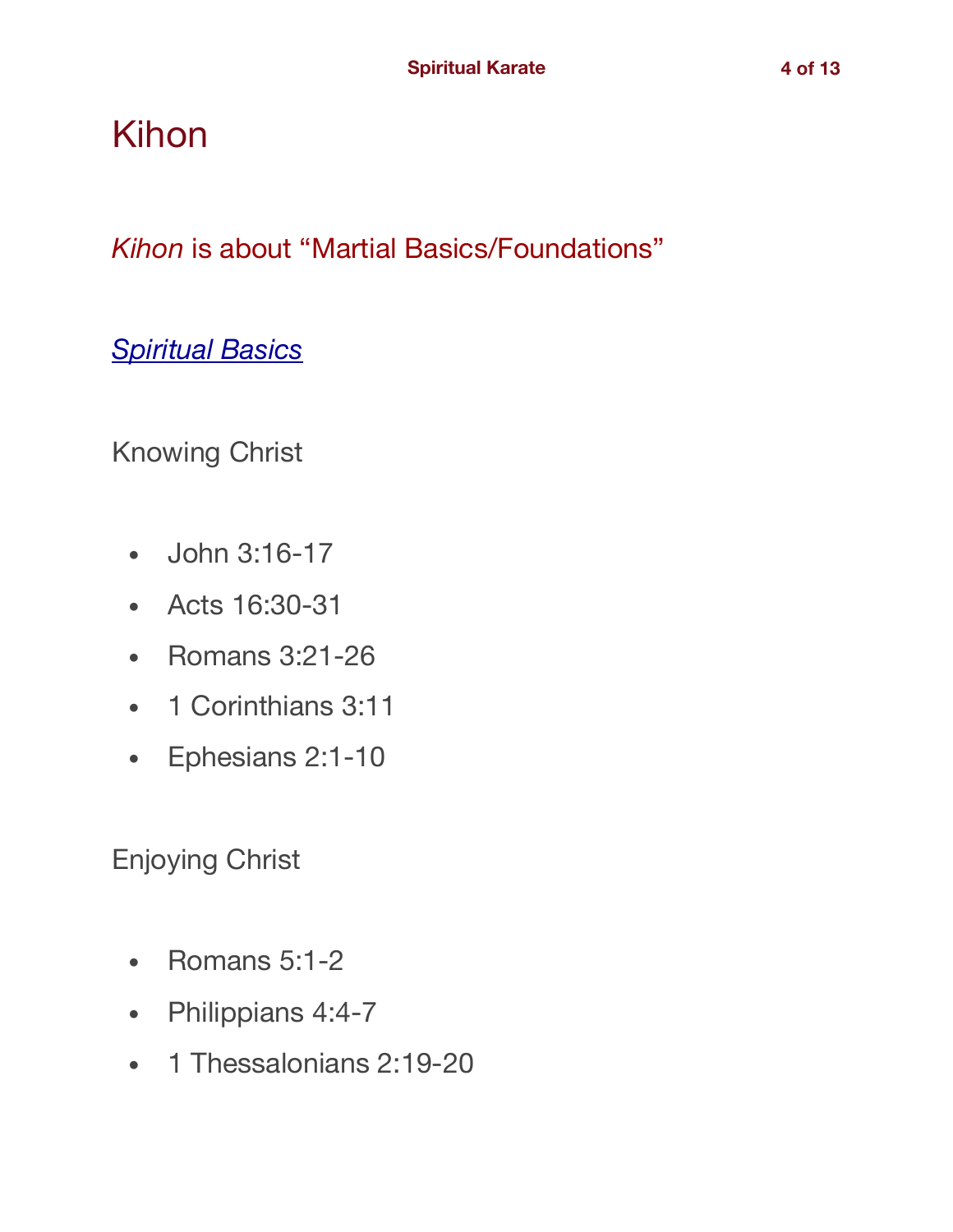# Kihon

*Kihon* is about “Martial Basics/Foundations”

*Spiritual Basics*

Knowing Christ

- John 3:16-17
- Acts 16:30-31
- Romans 3:21-26
- 1 Corinthians 3:11
- Ephesians 2:1-10

Enjoying Christ

- Romans 5:1-2
- Philippians 4:4-7
- 1 Thessalonians 2:19-20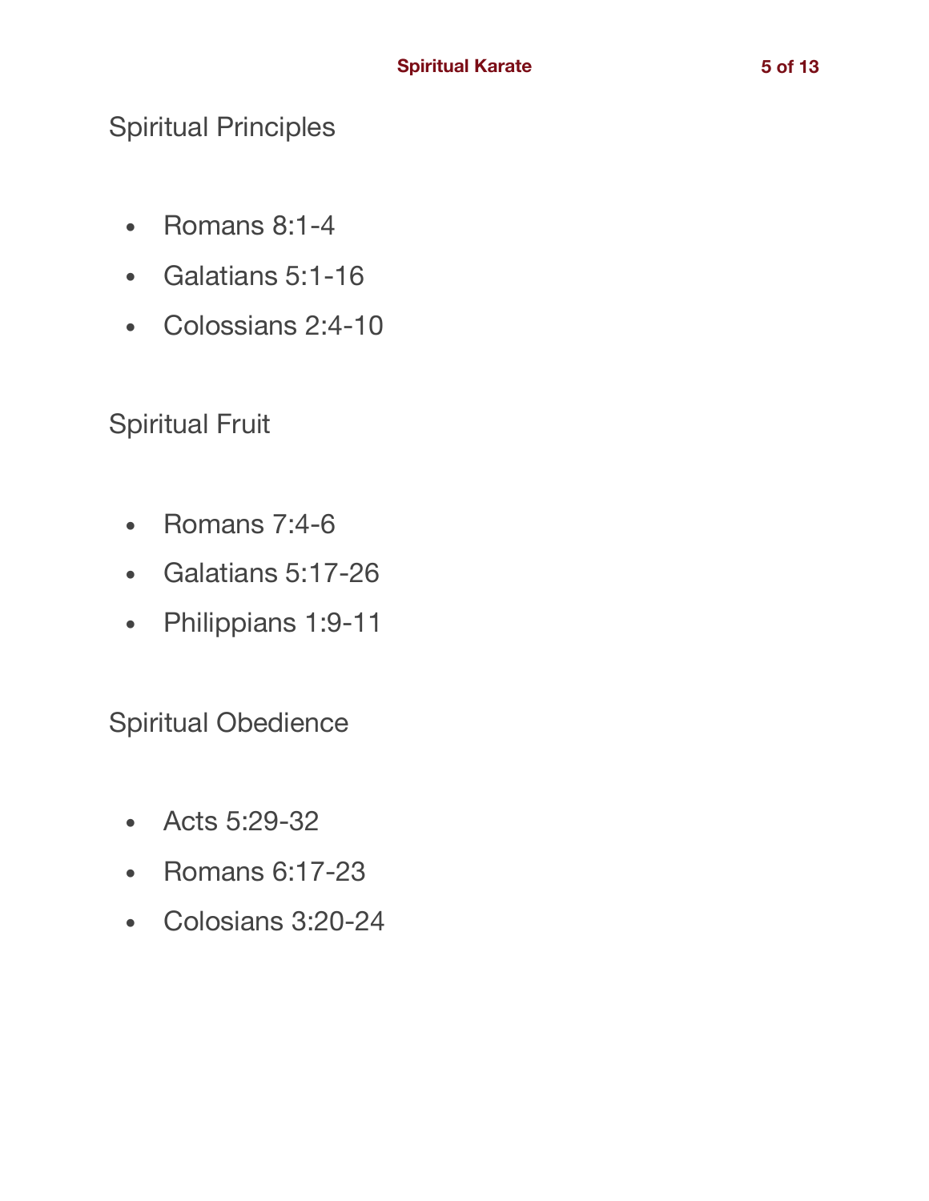## Spiritual Principles

- Romans 8:1-4
- Galatians 5:1-16
- Colossians 2:4-10

## Spiritual Fruit

- Romans 7:4-6
- Galatians 5:17-26
- Philippians 1:9-11

## Spiritual Obedience

- Acts 5:29-32
- Romans 6:17-23
- Colosians 3:20-24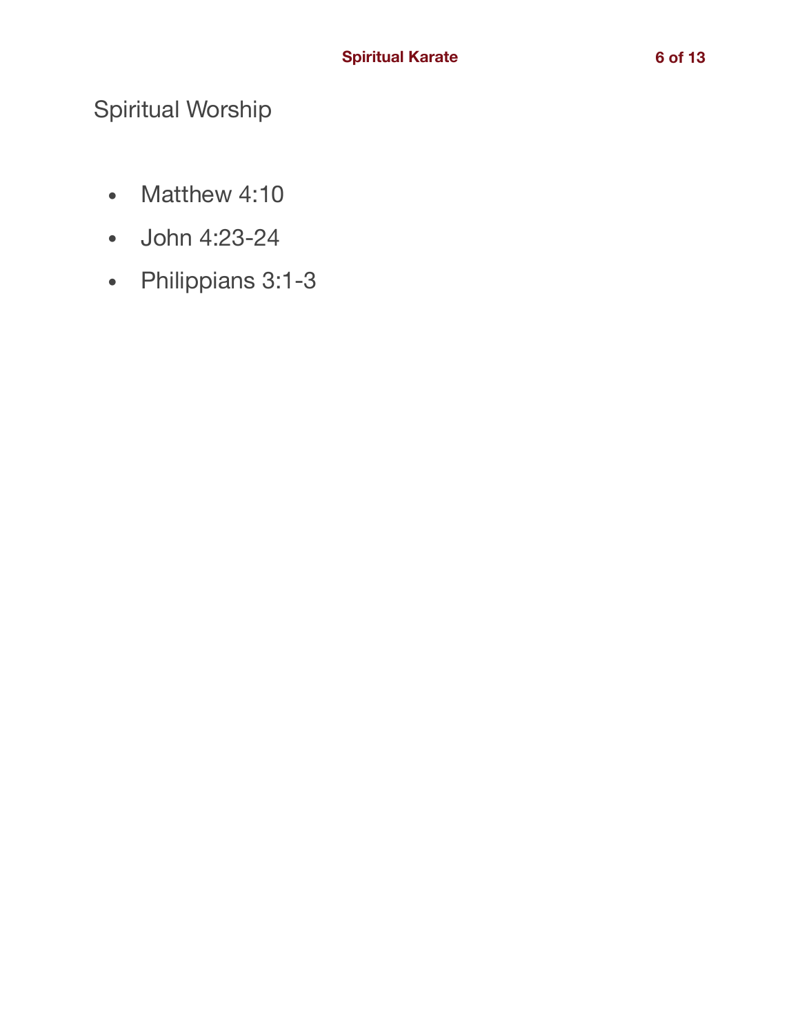## Spiritual Worship

- Matthew 4:10
- John 4:23-24
- Philippians 3:1-3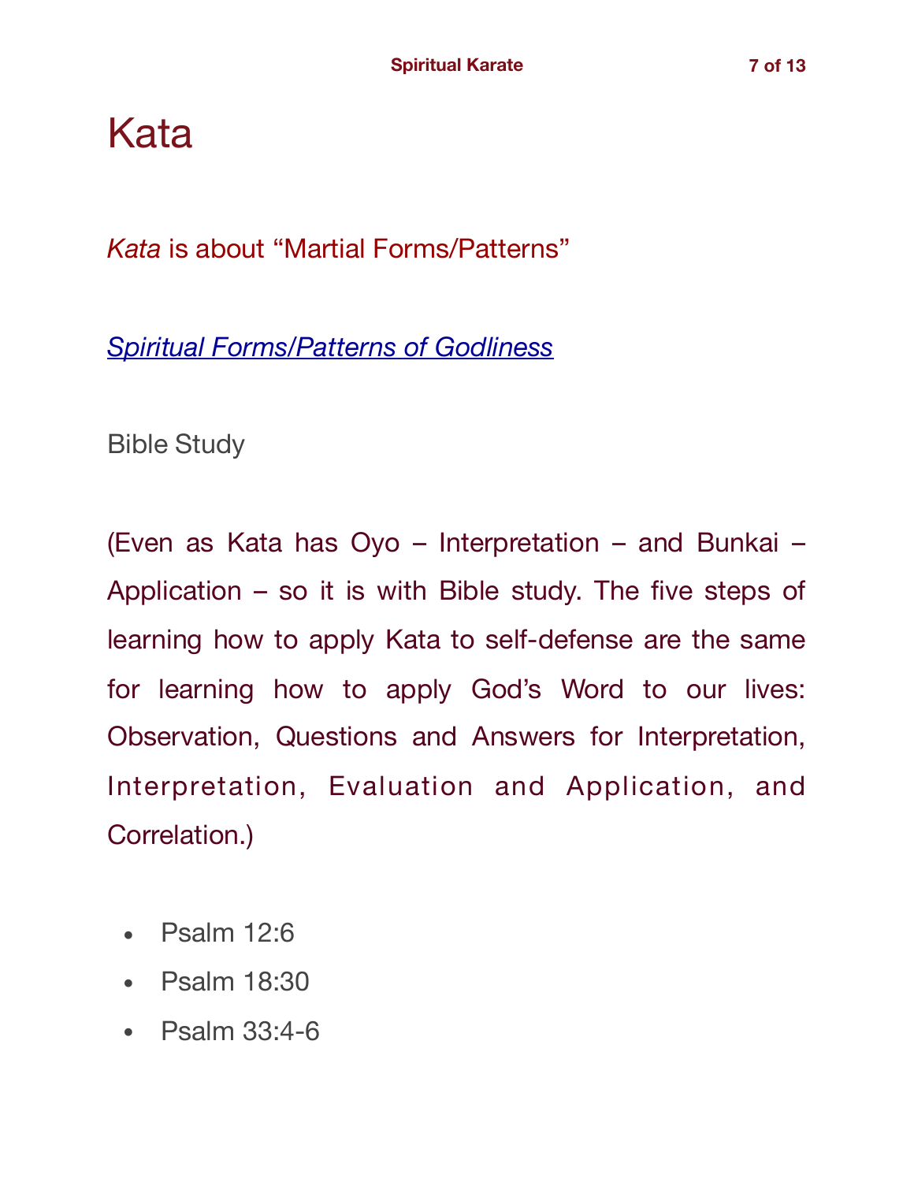# Kata

*Kata* is about "Martial Forms/Patterns"

*Spiritual Forms/Patterns of Godliness*

Bible Study

(Even as Kata has Oyo – Interpretation – and Bunkai – Application – so it is with Bible study. The five steps of learning how to apply Kata to self-defense are the same for learning how to apply God's Word to our lives: Observation, Questions and Answers for Interpretation, Interpretation, Evaluation and Application, and Correlation.)

- Psalm 12:6
- Psalm 18:30
- Psalm 33:4-6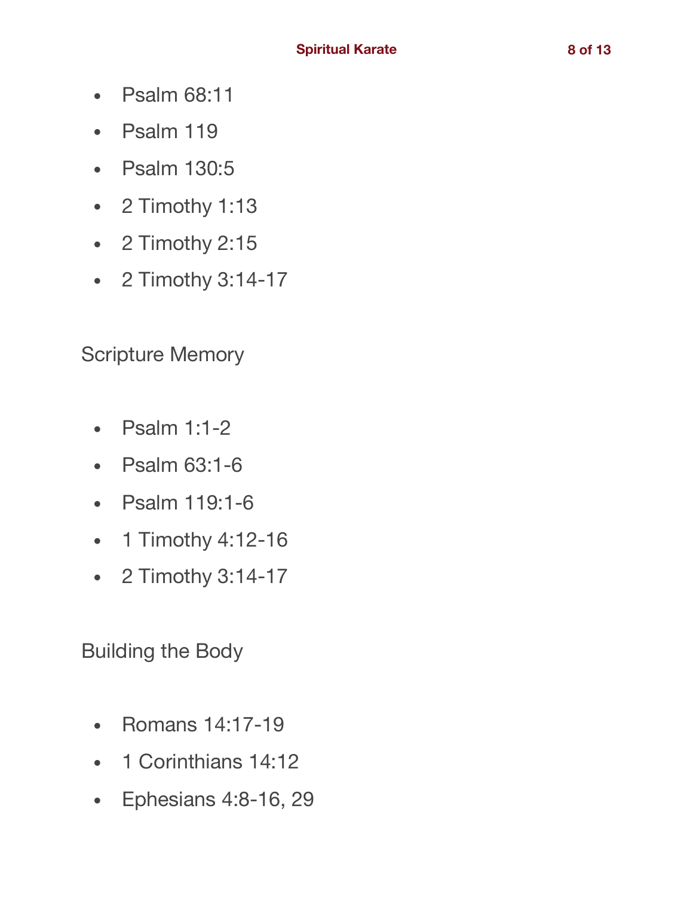- Psalm 68:11
- Psalm 119
- Psalm 130:5
- 2 Timothy 1:13
- 2 Timothy 2:15
- 2 Timothy 3:14-17

Scripture Memory

- Psalm 1:1-2
- Psalm 63:1-6
- Psalm 119:1-6
- 1 Timothy 4:12-16
- 2 Timothy 3:14-17

Building the Body

- Romans 14:17-19
- 1 Corinthians 14:12
- Ephesians 4:8-16, 29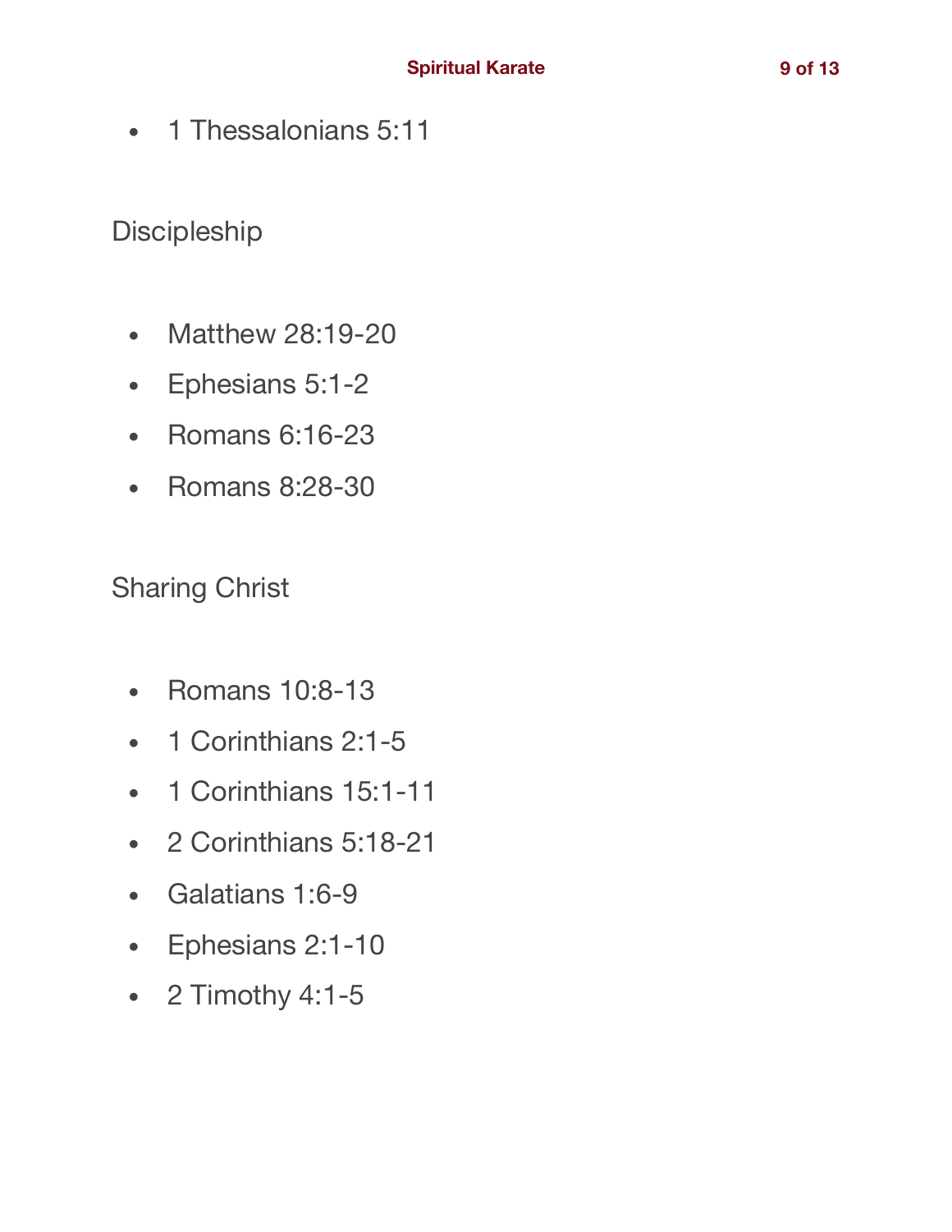- 1 Thessalonians 5:11

Discipleship

- Matthew 28:19-20
- Ephesians 5:1-2
- Romans 6:16-23
- Romans 8:28-30

Sharing Christ

- Romans 10:8-13
- 1 Corinthians 2:1-5
- 1 Corinthians 15:1-11
- 2 Corinthians 5:18-21
- Galatians 1:6-9
- Ephesians 2:1-10
- 2 Timothy 4:1-5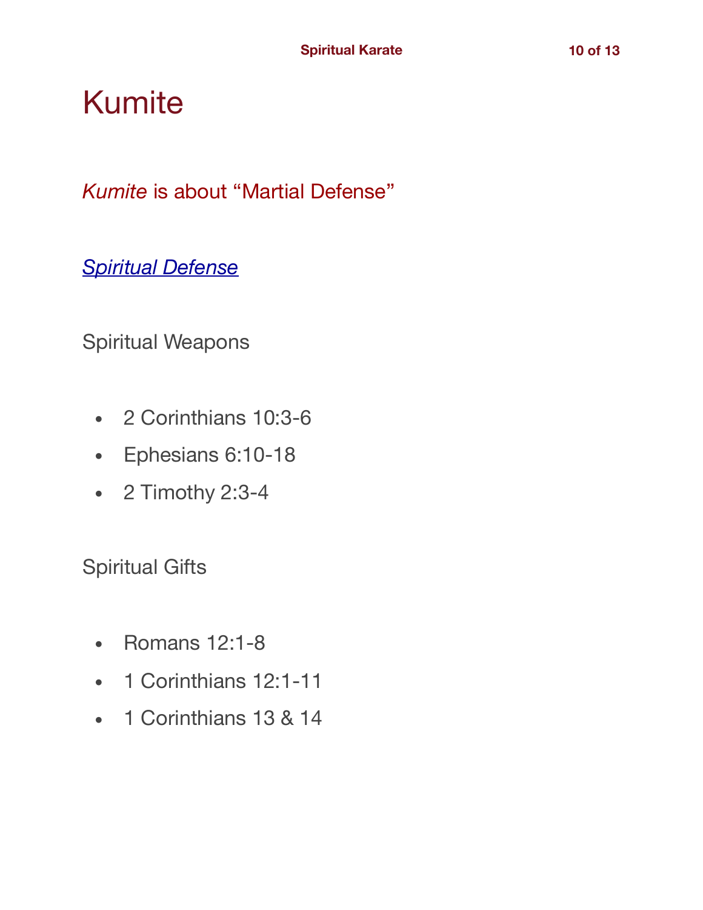# Kumite

*Kumite* is about “Martial Defense”

*Spiritual Defense*

Spiritual Weapons

- 2 Corinthians 10:3-6
- Ephesians 6:10-18
- 2 Timothy 2:3-4

Spiritual Gifts

- Romans 12:1-8
- 1 Corinthians 12:1-11
- 1 Corinthians 13 & 14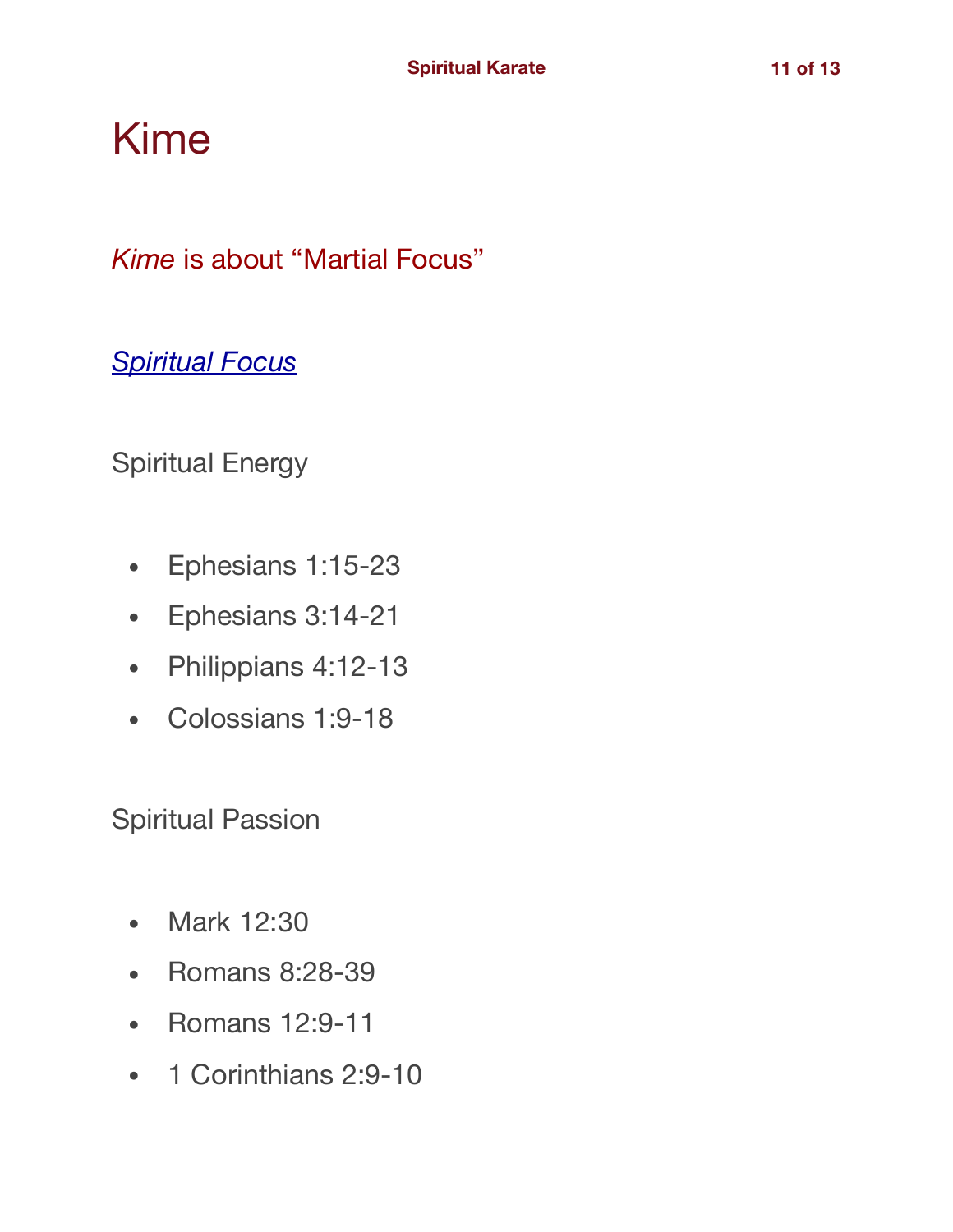# Kime

*Kime* is about "Martial Focus"

## *Spiritual Focus*

### Spiritual Energy

- Ephesians 1:15-23
- Ephesians 3:14-21
- Philippians 4:12-13
- Colossians 1:9-18

### Spiritual Passion

- Mark 12:30
- Romans 8:28-39
- Romans 12:9-11
- 1 Corinthians 2:9-10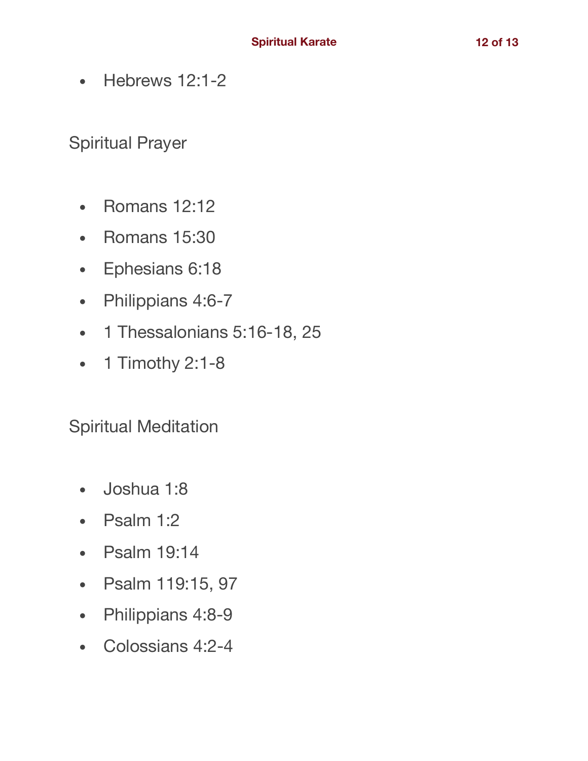- Hebrews 12:1-2

Spiritual Prayer

- Romans 12:12
- Romans 15:30
- Ephesians 6:18
- Philippians 4:6-7
- 1 Thessalonians 5:16-18, 25
- 1 Timothy 2:1-8

Spiritual Meditation

- Joshua 1:8
- Psalm 1:2
- Psalm 19:14
- Psalm 119:15, 97
- Philippians 4:8-9
- Colossians 4:2-4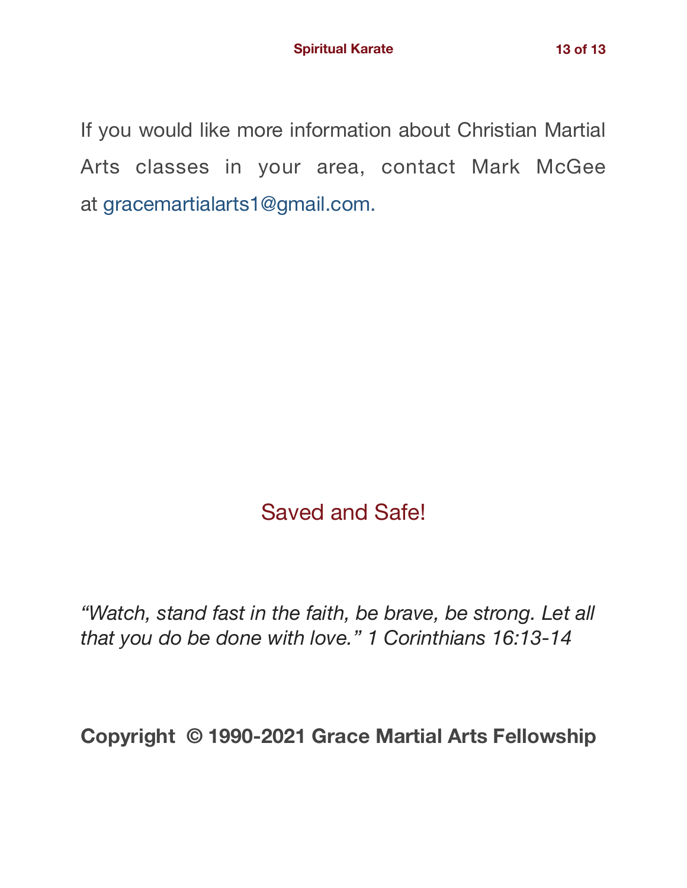If you would like more information about Christian Martial Arts classes in your area, contact Mark McGee at gracemartialarts1@gmail.com.

Saved and Safe!

*“Watch, stand fast in the faith, be brave, be strong. Let all that you do be done with love.” 1 Corinthians 16:13-14*

**Copyright © 1990-2021 Grace Martial Arts Fellowship**